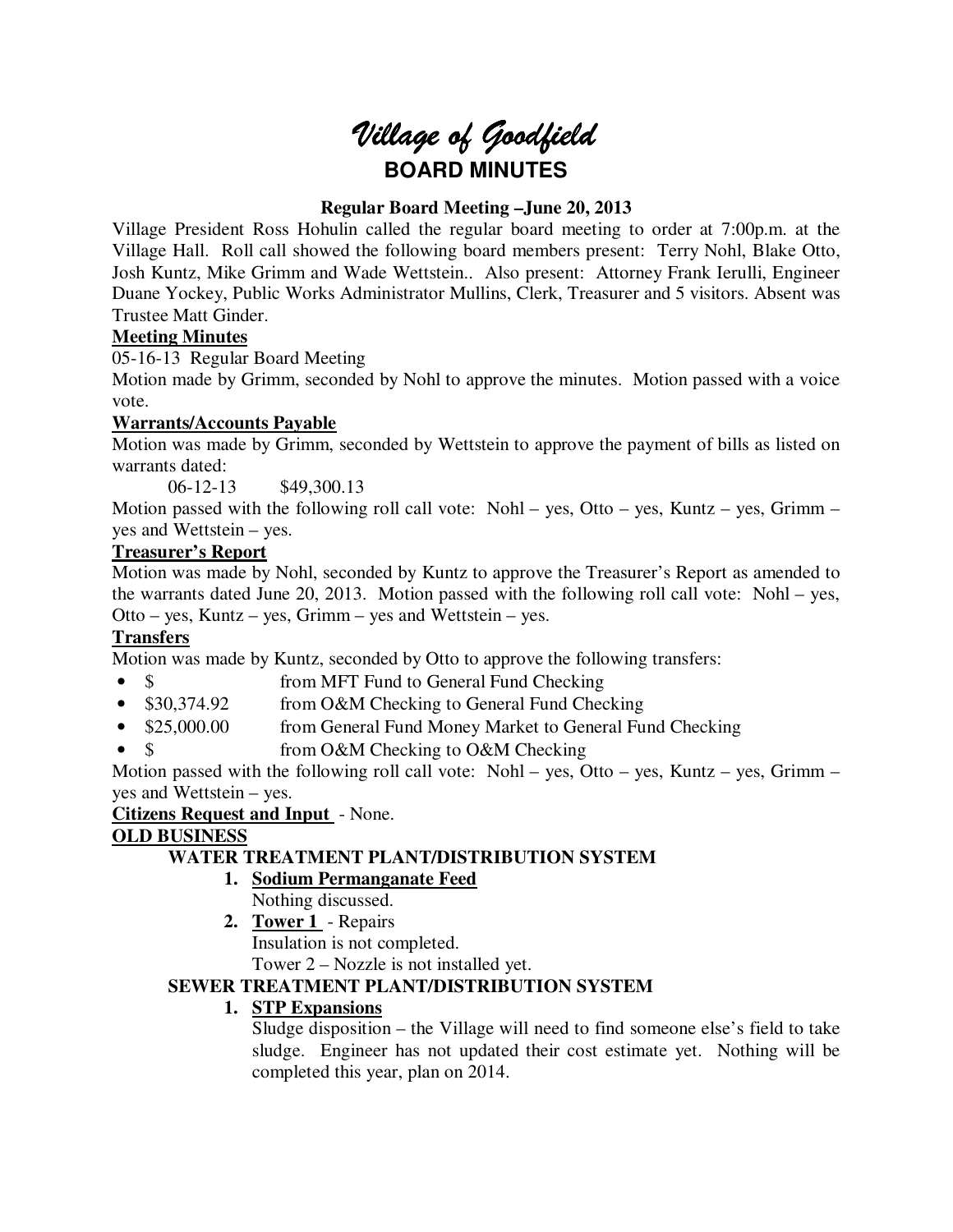# *Village of Goodfield*

## BOARD MINUTES

### Regular Board Meeting –June 20, 2013

Village President Ross Hohulin called the regular board meeting to order at 7:00p.m. at the Village Hall. Roll call showed the following board members present: Terry Nohl, Blake Otto, Josh Kuntz, Mike Grimm and Wade Wettstein.. Also present: Attorney Frank Ierulli, Engineer Duane Yockey, Public Works Administrator Mullins, Clerk, Treasurer and 5 visitors. Absent was Trustee Matt Ginder.

**Meeting Minutes**

05-16-13 Regular Board Meeting

Motion made by Grimm, seconded by Nohl to approve the minutes. Motion passed with a voice vote.

**Warrants/Accounts Payable**

Motion was made by Grimm, seconded by Wettstein to approve the payment of bills as listed on warrants dated:

06-12-13 $49,300.13

Motion passed with the following roll call vote: Nohl – yes, Otto – yes, Kuntz – yes, Grimm – yes and Wettstein – yes.

**Treasurer's Report**

Motion was made by Nohl, seconded by Kuntz to approve the Treasurer's Report as amended to the warrants dated June 20, 2013. Motion passed with the following roll call vote: Nohl – yes, Otto – yes, Kuntz – yes, Grimm – yes and Wettstein – yes.

**Transfers**

Motion was made by Kuntz, seconded by Otto to approve the following transfers:

- $ from MFT Fund to General Fund Checking
- $30,374.92 from O&M Checking to General Fund Checking
- $25,000.00 from General Fund Money Market to General Fund Checking
- $ from O&M Checking to O&M Checking

Motion passed with the following roll call vote: Nohl – yes, Otto – yes, Kuntz – yes, Grimm – yes and Wettstein – yes.

**Citizens Request and Input** - None.

**OLD BUSINESS**

**WATER TREATMENT PLANT/DISTRIBUTION SYSTEM**

1. **Sodium Permanganate Feed**
   Nothing discussed.
2. **Tower 1** - Repairs
   Insulation is not completed.
   Tower 2 – Nozzle is not installed yet.

**SEWER TREATMENT PLANT/DISTRIBUTION SYSTEM**

1. **STP Expansions**
   Sludge disposition – the Village will need to find someone else's field to take sludge. Engineer has not updated their cost estimate yet. Nothing will be completed this year, plan on 2014.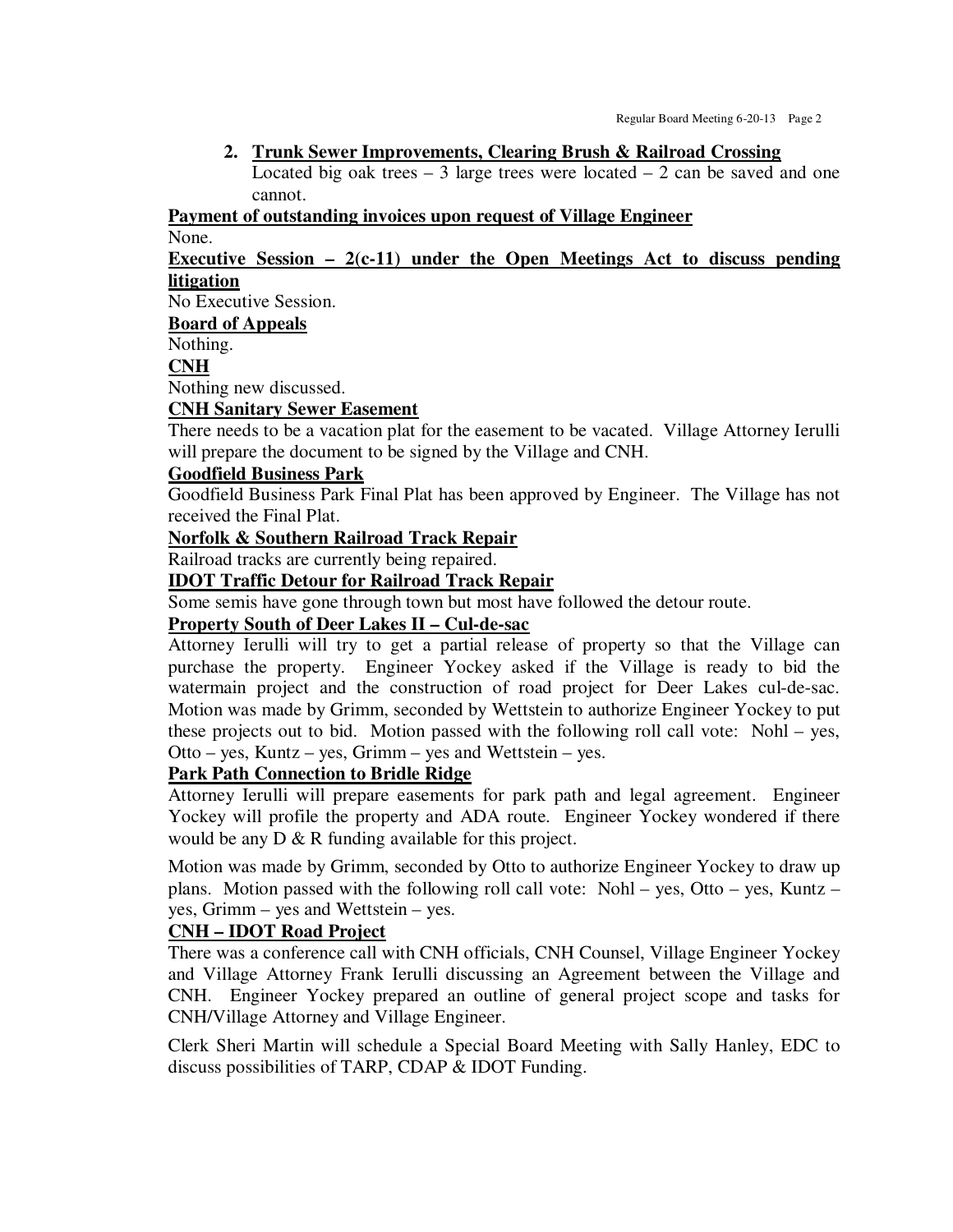2. **Trunk Sewer Improvements, Clearing Brush & Railroad Crossing**
   Located big oak trees – 3 large trees were located – 2 can be saved and one cannot.

**Payment of outstanding invoices upon request of Village Engineer**

None.

**Executive Session – 2(c-11) under the Open Meetings Act to discuss pending litigation**

No Executive Session.

**Board of Appeals**

Nothing.

**CNH**

Nothing new discussed.

**CNH Sanitary Sewer Easement**

There needs to be a vacation plat for the easement to be vacated. Village Attorney Ierulli will prepare the document to be signed by the Village and CNH.

**Goodfield Business Park**

Goodfield Business Park Final Plat has been approved by Engineer. The Village has not received the Final Plat.

**Norfolk & Southern Railroad Track Repair**

Railroad tracks are currently being repaired.

**IDOT Traffic Detour for Railroad Track Repair**

Some semis have gone through town but most have followed the detour route.

**Property South of Deer Lakes II – Cul-de-sac**

Attorney Ierulli will try to get a partial release of property so that the Village can purchase the property. Engineer Yockey asked if the Village is ready to bid the watermain project and the construction of road project for Deer Lakes cul-de-sac. Motion was made by Grimm, seconded by Wettstein to authorize Engineer Yockey to put these projects out to bid. Motion passed with the following roll call vote: Nohl – yes, Otto – yes, Kuntz – yes, Grimm – yes and Wettstein – yes.

**Park Path Connection to Bridle Ridge**

Attorney Ierulli will prepare easements for park path and legal agreement. Engineer Yockey will profile the property and ADA route. Engineer Yockey wondered if there would be any D & R funding available for this project.

Motion was made by Grimm, seconded by Otto to authorize Engineer Yockey to draw up plans. Motion passed with the following roll call vote: Nohl – yes, Otto – yes, Kuntz – yes, Grimm – yes and Wettstein – yes.

**CNH – IDOT Road Project**

There was a conference call with CNH officials, CNH Counsel, Village Engineer Yockey and Village Attorney Frank Ierulli discussing an Agreement between the Village and CNH. Engineer Yockey prepared an outline of general project scope and tasks for CNH/Village Attorney and Village Engineer.

Clerk Sheri Martin will schedule a Special Board Meeting with Sally Hanley, EDC to discuss possibilities of TARP, CDAP & IDOT Funding.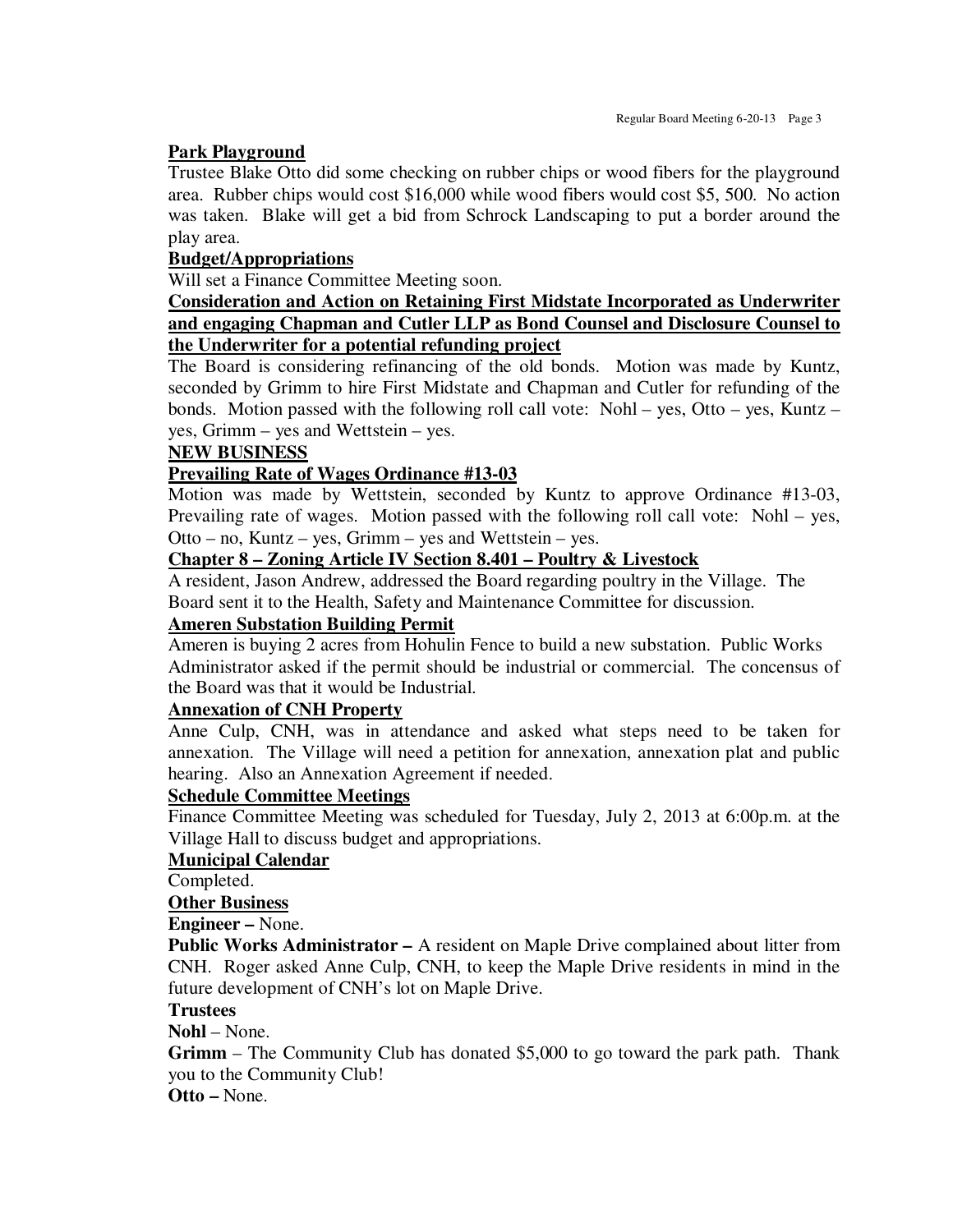**Park Playground**

Trustee Blake Otto did some checking on rubber chips or wood fibers for the playground area. Rubber chips would cost $16,000 while wood fibers would cost $5, 500. No action was taken. Blake will get a bid from Schrock Landscaping to put a border around the play area.

**Budget/Appropriations**

Will set a Finance Committee Meeting soon.

**Consideration and Action on Retaining First Midstate Incorporated as Underwriter and engaging Chapman and Cutler LLP as Bond Counsel and Disclosure Counsel to the Underwriter for a potential refunding project**

The Board is considering refinancing of the old bonds. Motion was made by Kuntz, seconded by Grimm to hire First Midstate and Chapman and Cutler for refunding of the bonds. Motion passed with the following roll call vote: Nohl – yes, Otto – yes, Kuntz – yes, Grimm – yes and Wettstein – yes.

**NEW BUSINESS**

**Prevailing Rate of Wages Ordinance #13-03**

Motion was made by Wettstein, seconded by Kuntz to approve Ordinance #13-03, Prevailing rate of wages. Motion passed with the following roll call vote: Nohl – yes, Otto – no, Kuntz – yes, Grimm – yes and Wettstein – yes.

**Chapter 8 – Zoning Article IV Section 8.401 – Poultry & Livestock**

A resident, Jason Andrew, addressed the Board regarding poultry in the Village. The Board sent it to the Health, Safety and Maintenance Committee for discussion.

**Ameren Substation Building Permit**

Ameren is buying 2 acres from Hohulin Fence to build a new substation. Public Works Administrator asked if the permit should be industrial or commercial. The concensus of the Board was that it would be Industrial.

**Annexation of CNH Property**

Anne Culp, CNH, was in attendance and asked what steps need to be taken for annexation. The Village will need a petition for annexation, annexation plat and public hearing. Also an Annexation Agreement if needed.

**Schedule Committee Meetings**

Finance Committee Meeting was scheduled for Tuesday, July 2, 2013 at 6:00p.m. at the Village Hall to discuss budget and appropriations.

**Municipal Calendar**

Completed.

**Other Business**

**Engineer –** None.

**Public Works Administrator –** A resident on Maple Drive complained about litter from CNH. Roger asked Anne Culp, CNH, to keep the Maple Drive residents in mind in the future development of CNH's lot on Maple Drive.

**Trustees**

**Nohl** – None.

**Grimm** – The Community Club has donated $5,000 to go toward the park path. Thank you to the Community Club!

**Otto –** None.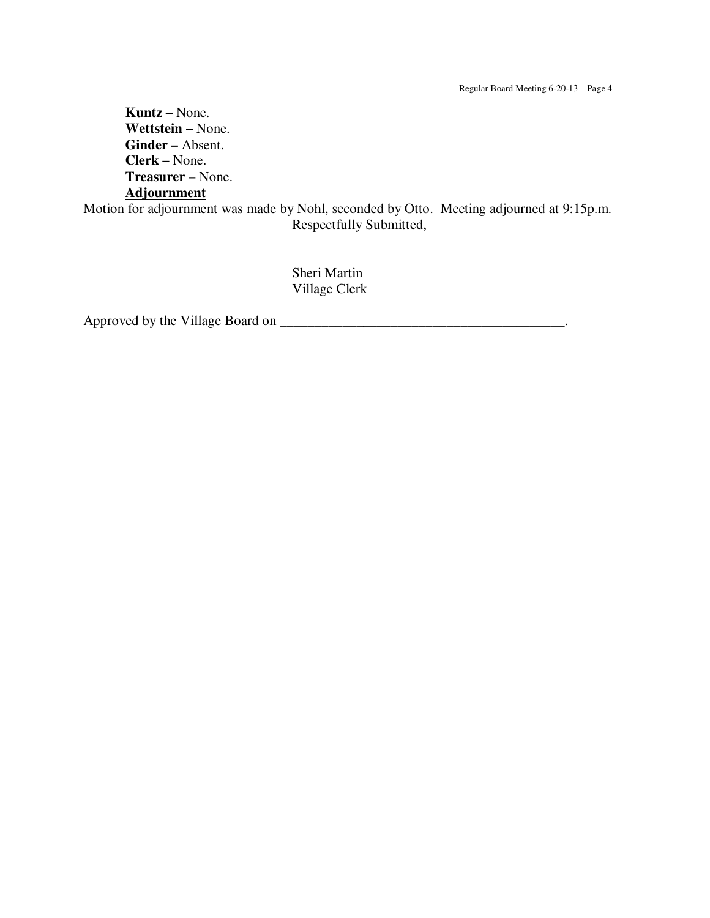**Kuntz –** None.

**Wettstein –** None.

**Ginder –** Absent.

**Clerk –** None.

**Treasurer** – None.

**<u>Adjournment</u>**

Motion for adjournment was made by Nohl, seconded by Otto. Meeting adjourned at 9:15p.m.

Respectfully Submitted,

Sheri Martin
Village Clerk

Approved by the Village Board on __________________________________________.